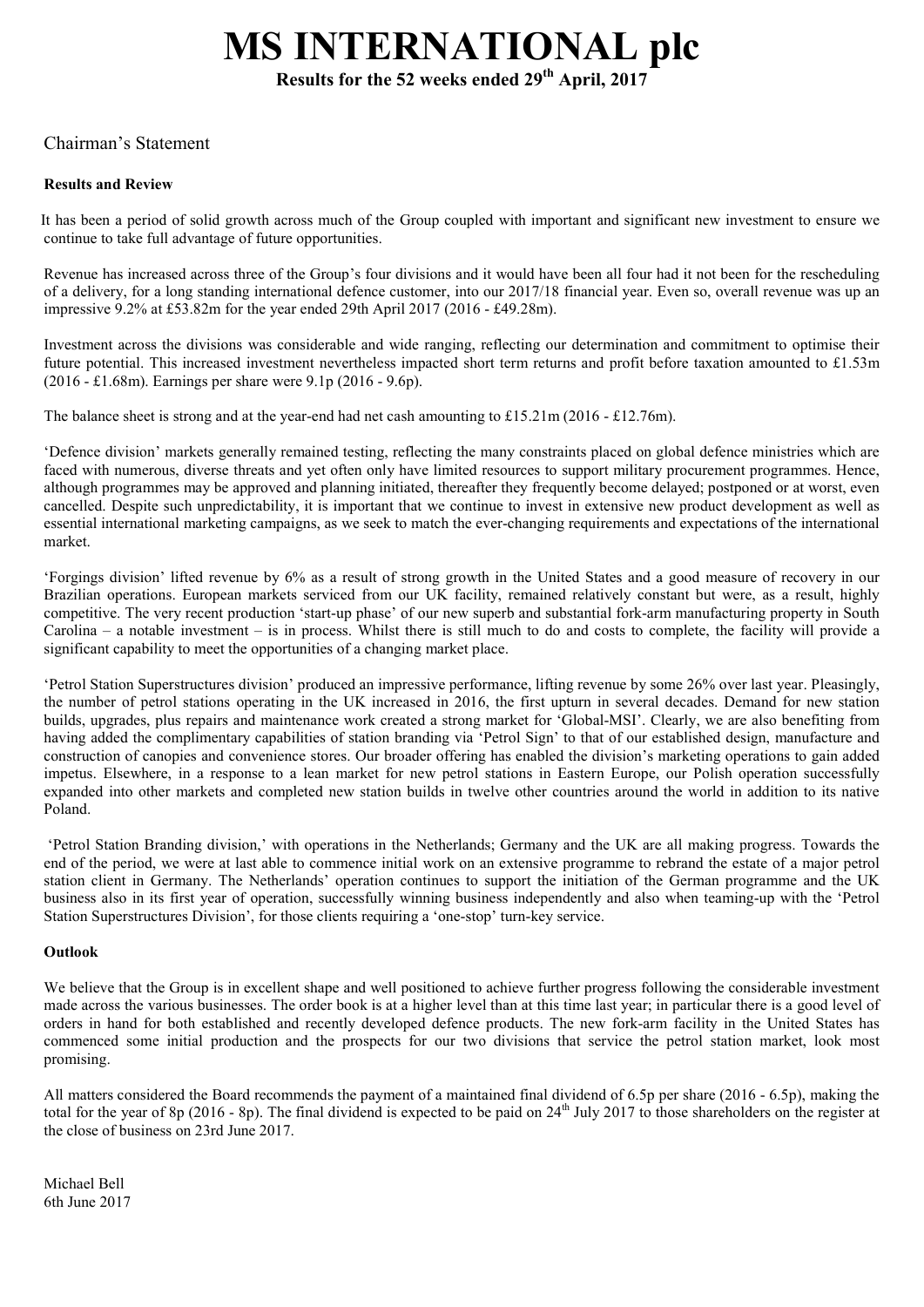# MS INTERNATIONAL plc

**Results for the 52 weeks ended 29th April, 2017**

## Chairman's Statement

**Results and Review**

It has been a period of solid growth across much of the Group coupled with important and significant new investment to ensure we continue to take full advantage of future opportunities.

Revenue has increased across three of the Group's four divisions and it would have been all four had it not been for the rescheduling of a delivery, for a long standing international defence customer, into our 2017/18 financial year. Even so, overall revenue was up an impressive 9.2% at £53.82m for the year ended 29th April 2017 (2016 - £49.28m).

Investment across the divisions was considerable and wide ranging, reflecting our determination and commitment to optimise their future potential. This increased investment nevertheless impacted short term returns and profit before taxation amounted to £1.53m (2016 - £1.68m). Earnings per share were 9.1p (2016 - 9.6p).

The balance sheet is strong and at the year-end had net cash amounting to £15.21m (2016 - £12.76m).

'Defence division' markets generally remained testing, reflecting the many constraints placed on global defence ministries which are faced with numerous, diverse threats and yet often only have limited resources to support military procurement programmes. Hence, although programmes may be approved and planning initiated, thereafter they frequently become delayed; postponed or at worst, even cancelled. Despite such unpredictability, it is important that we continue to invest in extensive new product development as well as essential international marketing campaigns, as we seek to match the ever-changing requirements and expectations of the international market.

'Forgings division' lifted revenue by 6% as a result of strong growth in the United States and a good measure of recovery in our Brazilian operations. European markets serviced from our UK facility, remained relatively constant but were, as a result, highly competitive. The very recent production 'start-up phase' of our new superb and substantial fork-arm manufacturing property in South Carolina – a notable investment – is in process. Whilst there is still much to do and costs to complete, the facility will provide a significant capability to meet the opportunities of a changing market place.

'Petrol Station Superstructures division' produced an impressive performance, lifting revenue by some 26% over last year. Pleasingly, the number of petrol stations operating in the UK increased in 2016, the first upturn in several decades. Demand for new station builds, upgrades, plus repairs and maintenance work created a strong market for 'Global-MSI'. Clearly, we are also benefiting from having added the complimentary capabilities of station branding via 'Petrol Sign' to that of our established design, manufacture and construction of canopies and convenience stores. Our broader offering has enabled the division's marketing operations to gain added impetus. Elsewhere, in a response to a lean market for new petrol stations in Eastern Europe, our Polish operation successfully expanded into other markets and completed new station builds in twelve other countries around the world in addition to its native Poland.

'Petrol Station Branding division,' with operations in the Netherlands; Germany and the UK are all making progress. Towards the end of the period, we were at last able to commence initial work on an extensive programme to rebrand the estate of a major petrol station client in Germany. The Netherlands' operation continues to support the initiation of the German programme and the UK business also in its first year of operation, successfully winning business independently and also when teaming-up with the 'Petrol Station Superstructures Division', for those clients requiring a 'one-stop' turn-key service.

**Outlook**

We believe that the Group is in excellent shape and well positioned to achieve further progress following the considerable investment made across the various businesses. The order book is at a higher level than at this time last year; in particular there is a good level of orders in hand for both established and recently developed defence products. The new fork-arm facility in the United States has commenced some initial production and the prospects for our two divisions that service the petrol station market, look most promising.

All matters considered the Board recommends the payment of a maintained final dividend of 6.5p per share (2016 - 6.5p), making the total for the year of 8p (2016 - 8p). The final dividend is expected to be paid on 24th July 2017 to those shareholders on the register at the close of business on 23rd June 2017.

Michael Bell
6th June 2017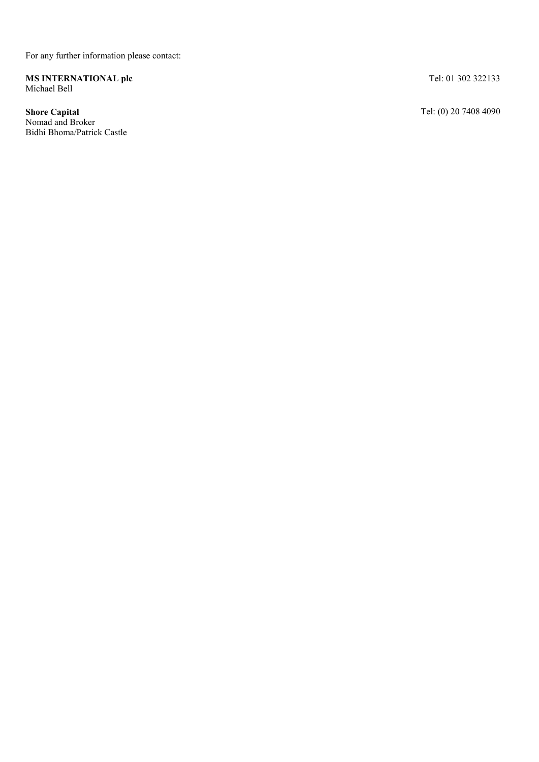For any further information please contact:

**MS INTERNATIONAL plc** Tel: 01 302 322133
Michael Bell

**Shore Capital** Tel: (0) 20 7408 4090
Nomad and Broker
Bidhi Bhoma/Patrick Castle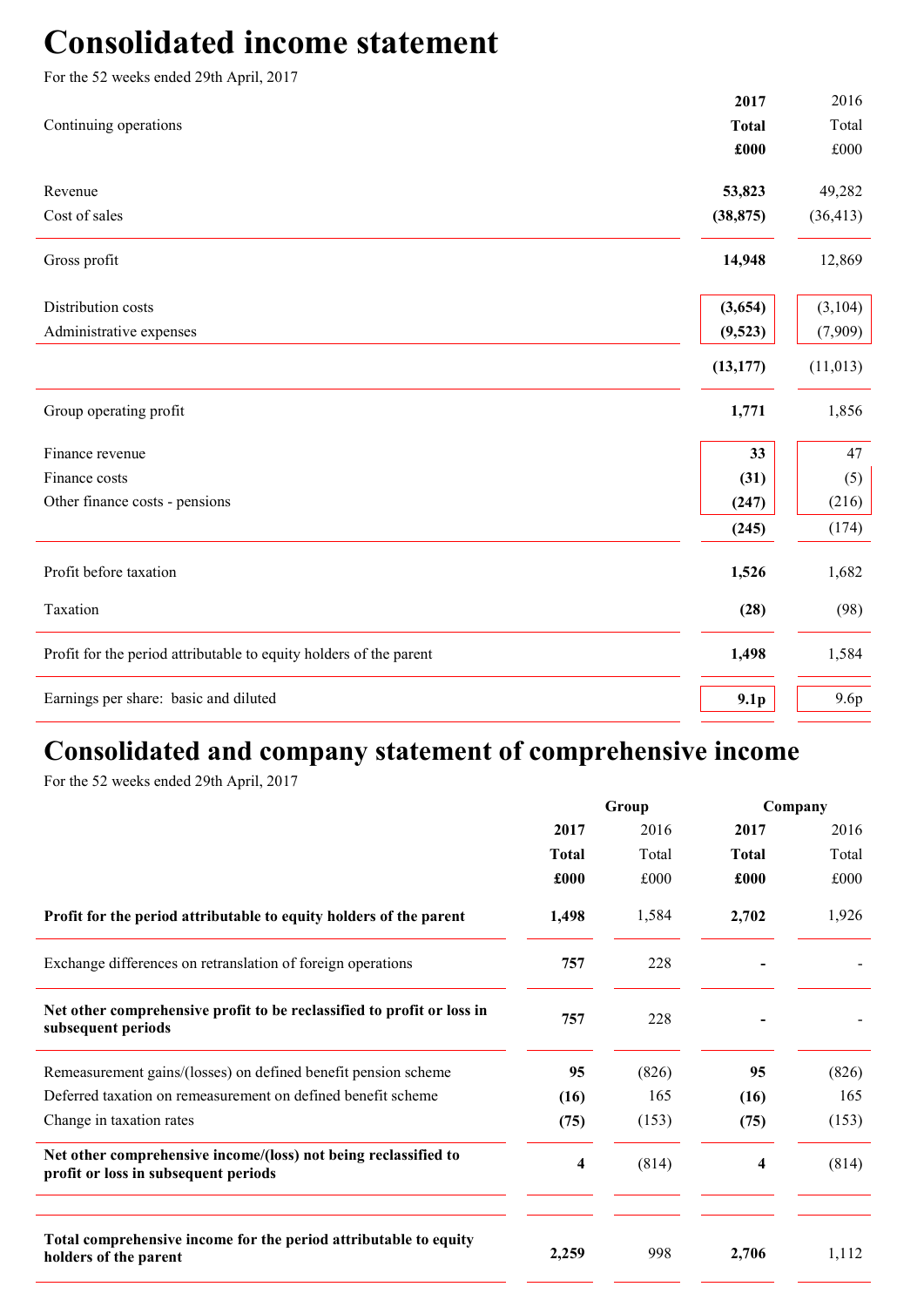# Consolidated income statement

For the 52 weeks ended 29th April, 2017

| Continuing operations | 2017 Total £000 | 2016 Total £000 |
|---|---|---|
| Revenue | **53,823** | 49,282 |
| Cost of sales | **(38,875)** | (36,413) |
| Gross profit | **14,948** | 12,869 |
| Distribution costs | **(3,654)** | (3,104) |
| Administrative expenses | **(9,523)** | (7,909) |
| | **(13,177)** | (11,013) |
| Group operating profit | **1,771** | 1,856 |
| Finance revenue | **33** | 47 |
| Finance costs | **(31)** | (5) |
| Other finance costs - pensions | **(247)** | (216) |
| | **(245)** | (174) |
| Profit before taxation | **1,526** | 1,682 |
| Taxation | **(28)** | (98) |
| Profit for the period attributable to equity holders of the parent | **1,498** | 1,584 |
| Earnings per share: basic and diluted | **9.1p** | 9.6p |

# Consolidated and company statement of comprehensive income

For the 52 weeks ended 29th April, 2017

| | Group | | Company | |
|---|---|---|---|---|
| | 2017 Total £000 | 2016 Total £000 | 2017 Total £000 | 2016 Total £000 |
| **Profit for the period attributable to equity holders of the parent** | **1,498** | 1,584 | **2,702** | 1,926 |
| Exchange differences on retranslation of foreign operations | **757** | 228 | **-** | - |
| **Net other comprehensive profit to be reclassified to profit or loss in subsequent periods** | **757** | 228 | **-** | - |
| Remeasurement gains/(losses) on defined benefit pension scheme | **95** | (826) | **95** | (826) |
| Deferred taxation on remeasurement on defined benefit scheme | **(16)** | 165 | **(16)** | 165 |
| Change in taxation rates | **(75)** | (153) | **(75)** | (153) |
| **Net other comprehensive income/(loss) not being reclassified to profit or loss in subsequent periods** | **4** | (814) | **4** | (814) |
| **Total comprehensive income for the period attributable to equity holders of the parent** | **2,259** | 998 | **2,706** | 1,112 |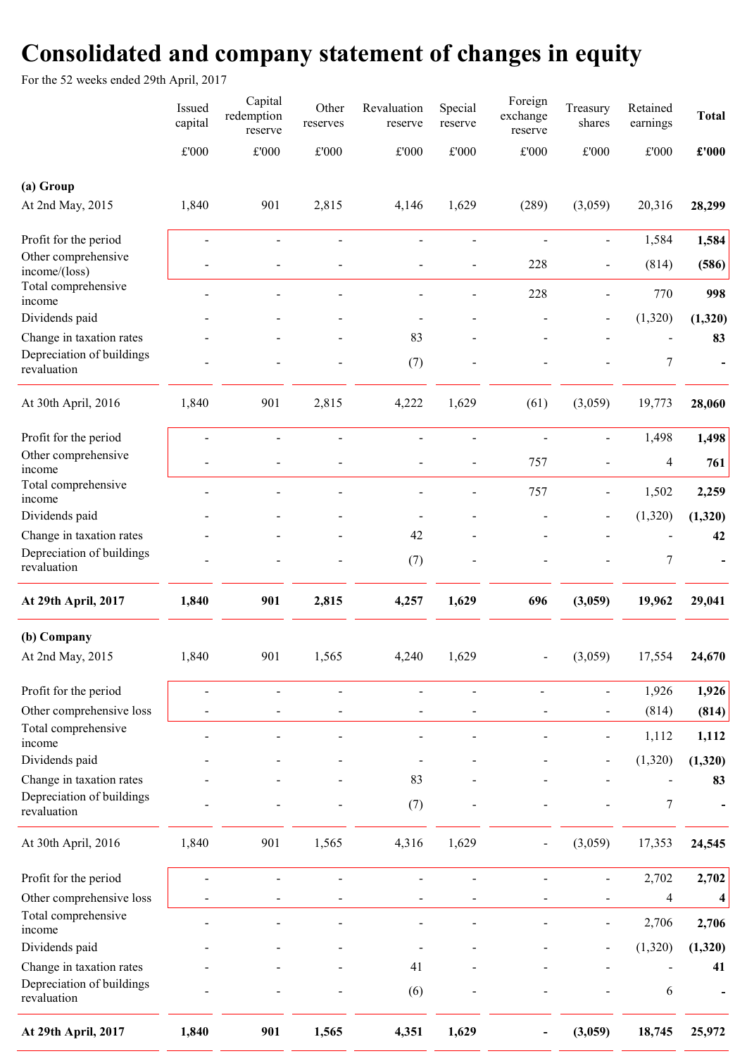# Consolidated and company statement of changes in equity

For the 52 weeks ended 29th April, 2017

| | Issued capital | Capital redemption reserve | Other reserves | Revaluation reserve | Special reserve | Foreign exchange reserve | Treasury shares | Retained earnings | **Total** |
|---|---|---|---|---|---|---|---|---|---|
| | £'000 | £'000 | £'000 | £'000 | £'000 | £'000 | £'000 | £'000 | **£'000** |
| **(a) Group** | | | | | | | | | |
| At 2nd May, 2015 | 1,840 | 901 | 2,815 | 4,146 | 1,629 | (289) | (3,059) | 20,316 | **28,299** |
| Profit for the period | - | - | - | - | - | - | - | 1,584 | **1,584** |
| Other comprehensive income/(loss) | - | - | - | - | - | 228 | - | (814) | **(586)** |
| Total comprehensive income | - | - | - | - | - | 228 | - | 770 | **998** |
| Dividends paid | - | - | - | - | - | - | - | (1,320) | **(1,320)** |
| Change in taxation rates | - | - | - | 83 | - | - | - | - | **83** |
| Depreciation of buildings revaluation | - | - | - | (7) | - | - | - | 7 | **-** |
| At 30th April, 2016 | 1,840 | 901 | 2,815 | 4,222 | 1,629 | (61) | (3,059) | 19,773 | **28,060** |
| Profit for the period | - | - | - | - | - | - | - | 1,498 | **1,498** |
| Other comprehensive income | - | - | - | - | - | 757 | - | 4 | **761** |
| Total comprehensive income | - | - | - | - | - | 757 | - | 1,502 | **2,259** |
| Dividends paid | - | - | - | - | - | - | - | (1,320) | **(1,320)** |
| Change in taxation rates | - | - | - | 42 | - | - | - | - | **42** |
| Depreciation of buildings revaluation | - | - | - | (7) | - | - | - | 7 | **-** |
| **At 29th April, 2017** | **1,840** | **901** | **2,815** | **4,257** | **1,629** | **696** | **(3,059)** | **19,962** | **29,041** |
| **(b) Company** | | | | | | | | | |
| At 2nd May, 2015 | 1,840 | 901 | 1,565 | 4,240 | 1,629 | - | (3,059) | 17,554 | **24,670** |
| Profit for the period | - | - | - | - | - | - | - | 1,926 | **1,926** |
| Other comprehensive loss | - | - | - | - | - | - | - | (814) | **(814)** |
| Total comprehensive income | - | - | - | - | - | - | - | 1,112 | **1,112** |
| Dividends paid | - | - | - | - | - | - | - | (1,320) | **(1,320)** |
| Change in taxation rates | - | - | - | 83 | - | - | - | - | **83** |
| Depreciation of buildings revaluation | - | - | - | (7) | - | - | - | 7 | **-** |
| At 30th April, 2016 | 1,840 | 901 | 1,565 | 4,316 | 1,629 | - | (3,059) | 17,353 | **24,545** |
| Profit for the period | - | - | - | - | - | - | - | 2,702 | **2,702** |
| Other comprehensive loss | - | - | - | - | - | - | - | 4 | **4** |
| Total comprehensive income | - | - | - | - | - | - | - | 2,706 | **2,706** |
| Dividends paid | - | - | - | - | - | - | - | (1,320) | **(1,320)** |
| Change in taxation rates | - | - | - | 41 | - | - | - | - | **41** |
| Depreciation of buildings revaluation | - | - | - | (6) | - | - | - | 6 | **-** |
| **At 29th April, 2017** | **1,840** | **901** | **1,565** | **4,351** | **1,629** | **-** | **(3,059)** | **18,745** | **25,972** |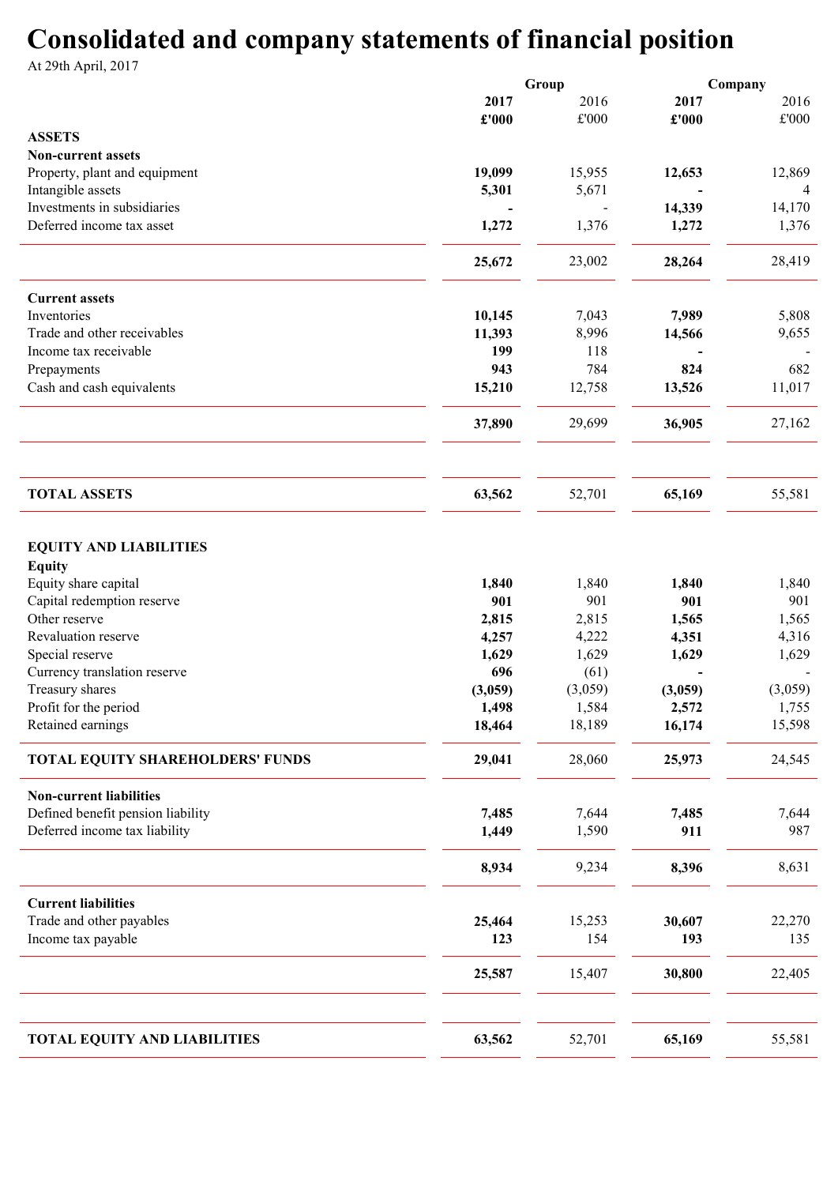# Consolidated and company statements of financial position

At 29th April, 2017

| | Group | | Company | |
|---|---|---|---|---|
| | **2017** | 2016 | **2017** | 2016 |
| | **£'000** | £'000 | **£'000** | £'000 |
| **ASSETS** | | | | |
| **Non-current assets** | | | | |
| Property, plant and equipment | **19,099** | 15,955 | **12,653** | 12,869 |
| Intangible assets | **5,301** | 5,671 | **-** | 4 |
| Investments in subsidiaries | **-** | - | **14,339** | 14,170 |
| Deferred income tax asset | **1,272** | 1,376 | **1,272** | 1,376 |
| | **25,672** | 23,002 | **28,264** | 28,419 |
| **Current assets** | | | | |
| Inventories | **10,145** | 7,043 | **7,989** | 5,808 |
| Trade and other receivables | **11,393** | 8,996 | **14,566** | 9,655 |
| Income tax receivable | **199** | 118 | **-** | - |
| Prepayments | **943** | 784 | **824** | 682 |
| Cash and cash equivalents | **15,210** | 12,758 | **13,526** | 11,017 |
| | **37,890** | 29,699 | **36,905** | 27,162 |
| **TOTAL ASSETS** | **63,562** | 52,701 | **65,169** | 55,581 |
| **EQUITY AND LIABILITIES** | | | | |
| **Equity** | | | | |
| Equity share capital | **1,840** | 1,840 | **1,840** | 1,840 |
| Capital redemption reserve | **901** | 901 | **901** | 901 |
| Other reserve | **2,815** | 2,815 | **1,565** | 1,565 |
| Revaluation reserve | **4,257** | 4,222 | **4,351** | 4,316 |
| Special reserve | **1,629** | 1,629 | **1,629** | 1,629 |
| Currency translation reserve | **696** | (61) | **-** | - |
| Treasury shares | **(3,059)** | (3,059) | **(3,059)** | (3,059) |
| Profit for the period | **1,498** | 1,584 | **2,572** | 1,755 |
| Retained earnings | **18,464** | 18,189 | **16,174** | 15,598 |
| **TOTAL EQUITY SHAREHOLDERS' FUNDS** | **29,041** | 28,060 | **25,973** | 24,545 |
| **Non-current liabilities** | | | | |
| Defined benefit pension liability | **7,485** | 7,644 | **7,485** | 7,644 |
| Deferred income tax liability | **1,449** | 1,590 | **911** | 987 |
| | **8,934** | 9,234 | **8,396** | 8,631 |
| **Current liabilities** | | | | |
| Trade and other payables | **25,464** | 15,253 | **30,607** | 22,270 |
| Income tax payable | **123** | 154 | **193** | 135 |
| | **25,587** | 15,407 | **30,800** | 22,405 |
| **TOTAL EQUITY AND LIABILITIES** | **63,562** | 52,701 | **65,169** | 55,581 |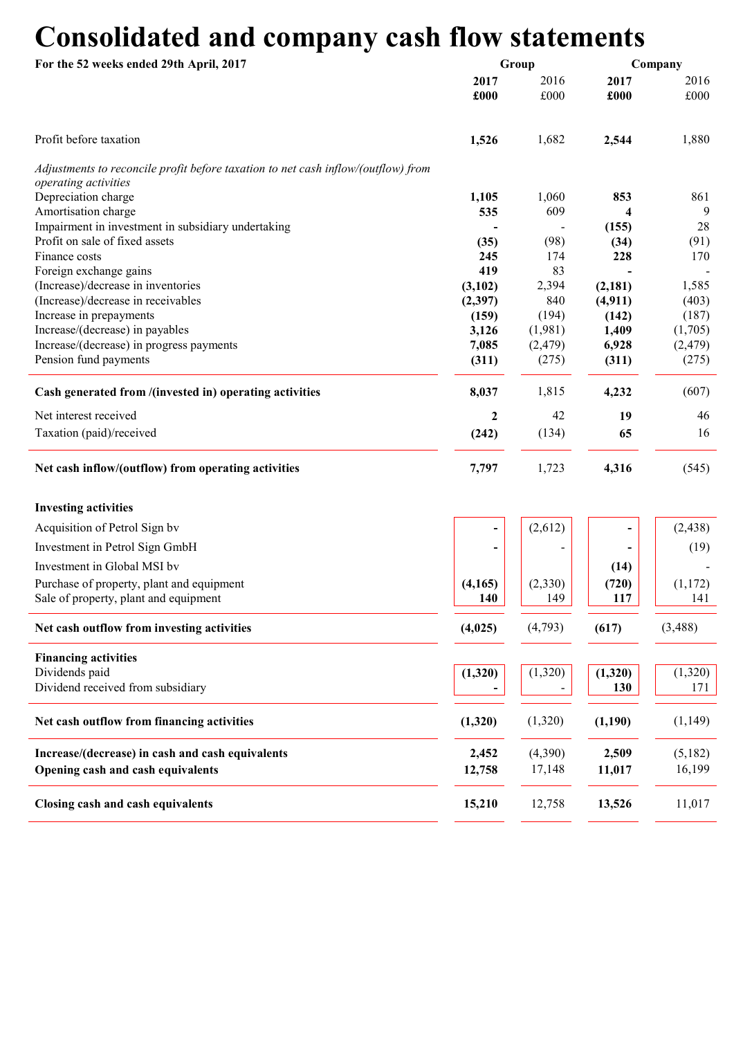# Consolidated and company cash flow statements

**For the 52 weeks ended 29th April, 2017**

| | Group | | Company | |
|---|---|---|---|---|
| | **2017** | 2016 | **2017** | 2016 |
| | **£000** | £000 | **£000** | £000 |
| Profit before taxation | **1,526** | 1,682 | **2,544** | 1,880 |
| *Adjustments to reconcile profit before taxation to net cash inflow/(outflow) from operating activities* | | | | |
| Depreciation charge | **1,105** | 1,060 | **853** | 861 |
| Amortisation charge | **535** | 609 | **4** | 9 |
| Impairment in investment in subsidiary undertaking | **-** | - | **(155)** | 28 |
| Profit on sale of fixed assets | **(35)** | (98) | **(34)** | (91) |
| Finance costs | **245** | 174 | **228** | 170 |
| Foreign exchange gains | **419** | 83 | **-** | - |
| (Increase)/decrease in inventories | **(3,102)** | 2,394 | **(2,181)** | 1,585 |
| (Increase)/decrease in receivables | **(2,397)** | 840 | **(4,911)** | (403) |
| Increase in prepayments | **(159)** | (194) | **(142)** | (187) |
| Increase/(decrease) in payables | **3,126** | (1,981) | **1,409** | (1,705) |
| Increase/(decrease) in progress payments | **7,085** | (2,479) | **6,928** | (2,479) |
| Pension fund payments | **(311)** | (275) | **(311)** | (275) |
| **Cash generated from /(invested in) operating activities** | **8,037** | 1,815 | **4,232** | (607) |
| Net interest received | **2** | 42 | **19** | 46 |
| Taxation (paid)/received | **(242)** | (134) | **65** | 16 |
| **Net cash inflow/(outflow) from operating activities** | **7,797** | 1,723 | **4,316** | (545) |
| **Investing activities** | | | | |
| Acquisition of Petrol Sign bv | **-** | (2,612) | **-** | (2,438) |
| Investment in Petrol Sign GmbH | **-** | - | **-** | (19) |
| Investment in Global MSI bv | | | **(14)** | - |
| Purchase of property, plant and equipment | **(4,165)** | (2,330) | **(720)** | (1,172) |
| Sale of property, plant and equipment | **140** | 149 | **117** | 141 |
| **Net cash outflow from investing activities** | **(4,025)** | (4,793) | **(617)** | (3,488) |
| **Financing activities** | | | | |
| Dividends paid | **(1,320)** | (1,320) | **(1,320)** | (1,320) |
| Dividend received from subsidiary | **-** | - | **130** | 171 |
| **Net cash outflow from financing activities** | **(1,320)** | (1,320) | **(1,190)** | (1,149) |
| **Increase/(decrease) in cash and cash equivalents** | **2,452** | (4,390) | **2,509** | (5,182) |
| **Opening cash and cash equivalents** | **12,758** | 17,148 | **11,017** | 16,199 |
| **Closing cash and cash equivalents** | **15,210** | 12,758 | **13,526** | 11,017 |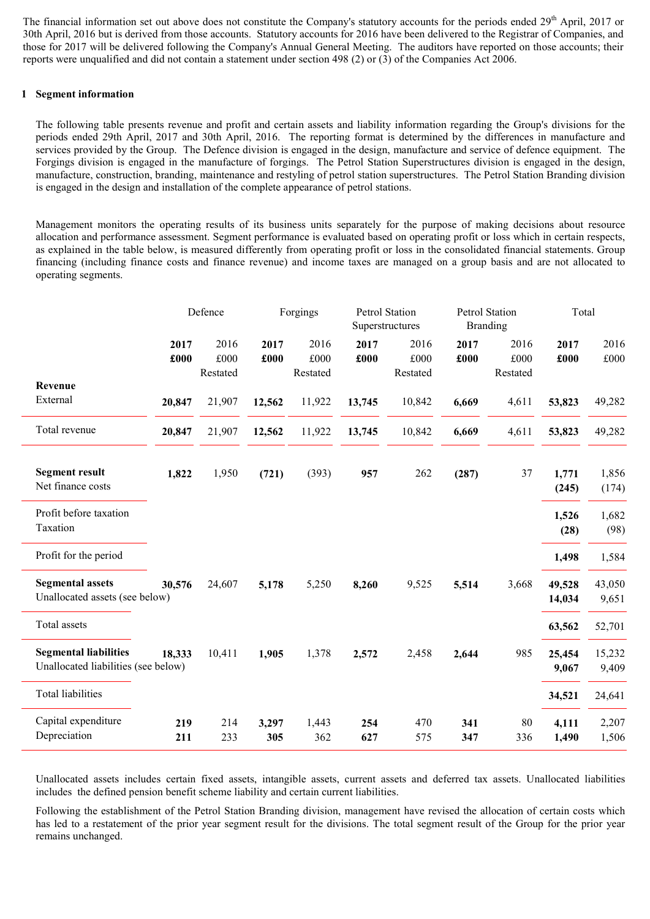The financial information set out above does not constitute the Company's statutory accounts for the periods ended 29th April, 2017 or 30th April, 2016 but is derived from those accounts. Statutory accounts for 2016 have been delivered to the Registrar of Companies, and those for 2017 will be delivered following the Company's Annual General Meeting. The auditors have reported on those accounts; their reports were unqualified and did not contain a statement under section 498 (2) or (3) of the Companies Act 2006.

## 1 Segment information

The following table presents revenue and profit and certain assets and liability information regarding the Group's divisions for the periods ended 29th April, 2017 and 30th April, 2016. The reporting format is determined by the differences in manufacture and services provided by the Group. The Defence division is engaged in the design, manufacture and service of defence equipment. The Forgings division is engaged in the manufacture of forgings. The Petrol Station Superstructures division is engaged in the design, manufacture, construction, branding, maintenance and restyling of petrol station superstructures. The Petrol Station Branding division is engaged in the design and installation of the complete appearance of petrol stations.

Management monitors the operating results of its business units separately for the purpose of making decisions about resource allocation and performance assessment. Segment performance is evaluated based on operating profit or loss which in certain respects, as explained in the table below, is measured differently from operating profit or loss in the consolidated financial statements. Group financing (including finance costs and finance revenue) and income taxes are managed on a group basis and are not allocated to operating segments.

| | Defence | | Forgings | | Petrol Station Superstructures | | Petrol Station Branding | | Total | |
|---|---|---|---|---|---|---|---|---|---|---|
| | **2017 £000** | 2016 £000 Restated | **2017 £000** | 2016 £000 Restated | **2017 £000** | 2016 £000 Restated | **2017 £000** | 2016 £000 Restated | **2017 £000** | 2016 £000 |
| **Revenue** | | | | | | | | | | |
| External | **20,847** | 21,907 | **12,562** | 11,922 | **13,745** | 10,842 | **6,669** | 4,611 | **53,823** | 49,282 |
| Total revenue | **20,847** | 21,907 | **12,562** | 11,922 | **13,745** | 10,842 | **6,669** | 4,611 | **53,823** | 49,282 |
| **Segment result** | **1,822** | 1,950 | **(721)** | (393) | **957** | 262 | **(287)** | 37 | **1,771** | 1,856 |
| Net finance costs | | | | | | | | | **(245)** | (174) |
| Profit before taxation | | | | | | | | | **1,526** | 1,682 |
| Taxation | | | | | | | | | **(28)** | (98) |
| Profit for the period | | | | | | | | | **1,498** | 1,584 |
| **Segmental assets** | **30,576** | 24,607 | **5,178** | 5,250 | **8,260** | 9,525 | **5,514** | 3,668 | **49,528** | 43,050 |
| Unallocated assets (see below) | | | | | | | | | **14,034** | 9,651 |
| Total assets | | | | | | | | | **63,562** | 52,701 |
| **Segmental liabilities** | **18,333** | 10,411 | **1,905** | 1,378 | **2,572** | 2,458 | **2,644** | 985 | **25,454** | 15,232 |
| Unallocated liabilities (see below) | | | | | | | | | **9,067** | 9,409 |
| Total liabilities | | | | | | | | | **34,521** | 24,641 |
| Capital expenditure | **219** | 214 | **3,297** | 1,443 | **254** | 470 | **341** | 80 | **4,111** | 2,207 |
| Depreciation | **211** | 233 | **305** | 362 | **627** | 575 | **347** | 336 | **1,490** | 1,506 |

Unallocated assets includes certain fixed assets, intangible assets, current assets and deferred tax assets. Unallocated liabilities includes the defined pension benefit scheme liability and certain current liabilities.

Following the establishment of the Petrol Station Branding division, management have revised the allocation of certain costs which has led to a restatement of the prior year segment result for the divisions. The total segment result of the Group for the prior year remains unchanged.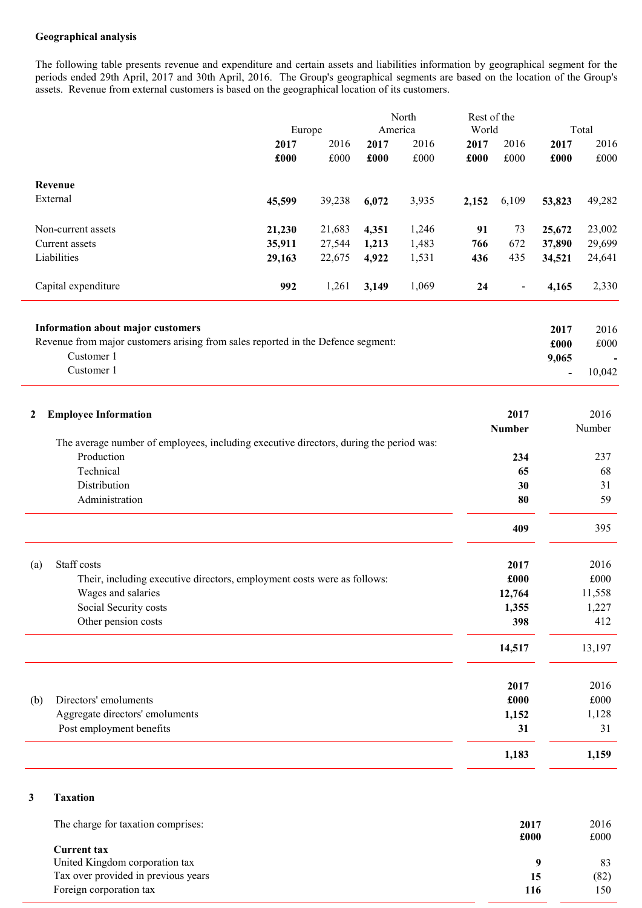**Geographical analysis**

The following table presents revenue and expenditure and certain assets and liabilities information by geographical segment for the periods ended 29th April, 2017 and 30th April, 2016. The Group's geographical segments are based on the location of the Group's assets. Revenue from external customers is based on the geographical location of its customers.

| | Europe | | North America | | Rest of the World | | Total | |
|---|---|---|---|---|---|---|---|---|
| | **2017** | 2016 | **2017** | 2016 | **2017** | 2016 | **2017** | 2016 |
| | **£000** | £000 | **£000** | £000 | **£000** | £000 | **£000** | £000 |
| **Revenue** | | | | | | | | |
| External | **45,599** | 39,238 | **6,072** | 3,935 | **2,152** | 6,109 | **53,823** | 49,282 |
| Non-current assets | **21,230** | 21,683 | **4,351** | 1,246 | **91** | 73 | **25,672** | 23,002 |
| Current assets | **35,911** | 27,544 | **1,213** | 1,483 | **766** | 672 | **37,890** | 29,699 |
| Liabilities | **29,163** | 22,675 | **4,922** | 1,531 | **436** | 435 | **34,521** | 24,641 |
| Capital expenditure | **992** | 1,261 | **3,149** | 1,069 | **24** | - | **4,165** | 2,330 |

**Information about major customers**

| | **2017** | 2016 |
|---|---|---|
| Revenue from major customers arising from sales reported in the Defence segment: | **£000** | £000 |
| Customer 1 | **9,065** | - |
| Customer 1 | **-** | 10,042 |

## 2 Employee Information

| | **2017** | 2016 |
|---|---|---|
| | **Number** | Number |
| The average number of employees, including executive directors, during the period was: | | |
| Production | **234** | 237 |
| Technical | **65** | 68 |
| Distribution | **30** | 31 |
| Administration | **80** | 59 |
| | **409** | 395 |

(a) Staff costs

| | **2017** | 2016 |
|---|---|---|
| Their, including executive directors, employment costs were as follows: | **£000** | £000 |
| Wages and salaries | **12,764** | 11,558 |
| Social Security costs | **1,355** | 1,227 |
| Other pension costs | **398** | 412 |
| | **14,517** | 13,197 |

(b) Directors' emoluments

| | **2017** | 2016 |
|---|---|---|
| | **£000** | £000 |
| Aggregate directors' emoluments | **1,152** | 1,128 |
| Post employment benefits | **31** | 31 |
| | **1,183** | **1,159** |

## 3 Taxation

The charge for taxation comprises:

| | **2017** | 2016 |
|---|---|---|
| | **£000** | £000 |
| **Current tax** | | |
| United Kingdom corporation tax | **9** | 83 |
| Tax over provided in previous years | **15** | (82) |
| Foreign corporation tax | **116** | 150 |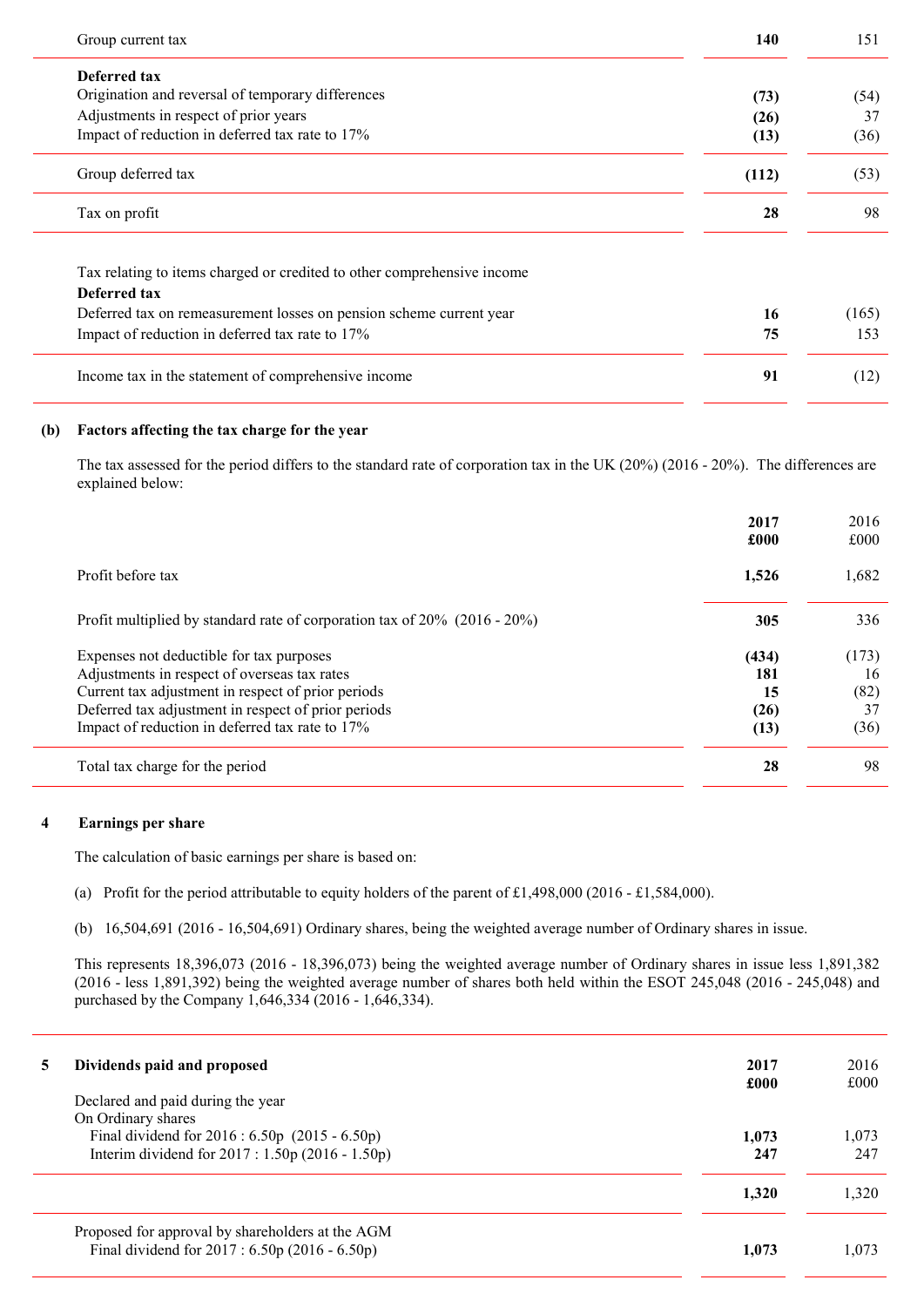| | 2017 | 2016 |
|---|---|---|
| Group current tax | **140** | 151 |
| **Deferred tax** | | |
| Origination and reversal of temporary differences | **(73)** | (54) |
| Adjustments in respect of prior years | **(26)** | 37 |
| Impact of reduction in deferred tax rate to 17% | **(13)** | (36) |
| Group deferred tax | **(112)** | (53) |
| Tax on profit | **28** | 98 |

| | 2017 | 2016 |
|---|---|---|
| Tax relating to items charged or credited to other comprehensive income | | |
| **Deferred tax** | | |
| Deferred tax on remeasurement losses on pension scheme current year | **16** | (165) |
| Impact of reduction in deferred tax rate to 17% | **75** | 153 |
| Income tax in the statement of comprehensive income | **91** | (12) |

**(b) Factors affecting the tax charge for the year**

The tax assessed for the period differs to the standard rate of corporation tax in the UK (20%) (2016 - 20%). The differences are explained below:

| | **2017 £000** | 2016 £000 |
|---|---|---|
| Profit before tax | **1,526** | 1,682 |
| Profit multiplied by standard rate of corporation tax of 20% (2016 - 20%) | **305** | 336 |
| Expenses not deductible for tax purposes | **(434)** | (173) |
| Adjustments in respect of overseas tax rates | **181** | 16 |
| Current tax adjustment in respect of prior periods | **15** | (82) |
| Deferred tax adjustment in respect of prior periods | **(26)** | 37 |
| Impact of reduction in deferred tax rate to 17% | **(13)** | (36) |
| Total tax charge for the period | **28** | 98 |

## 4 Earnings per share

The calculation of basic earnings per share is based on:

(a) Profit for the period attributable to equity holders of the parent of £1,498,000 (2016 - £1,584,000).

(b) 16,504,691 (2016 - 16,504,691) Ordinary shares, being the weighted average number of Ordinary shares in issue.

This represents 18,396,073 (2016 - 18,396,073) being the weighted average number of Ordinary shares in issue less 1,891,382 (2016 - less 1,891,392) being the weighted average number of shares both held within the ESOT 245,048 (2016 - 245,048) and purchased by the Company 1,646,334 (2016 - 1,646,334).

## 5 Dividends paid and proposed

| | **2017 £000** | 2016 £000 |
|---|---|---|
| Declared and paid during the year | | |
| On Ordinary shares | | |
| Final dividend for 2016 : 6.50p (2015 - 6.50p) | **1,073** | 1,073 |
| Interim dividend for 2017 : 1.50p (2016 - 1.50p) | **247** | 247 |
| | **1,320** | 1,320 |
| Proposed for approval by shareholders at the AGM | | |
| Final dividend for 2017 : 6.50p (2016 - 6.50p) | **1,073** | 1,073 |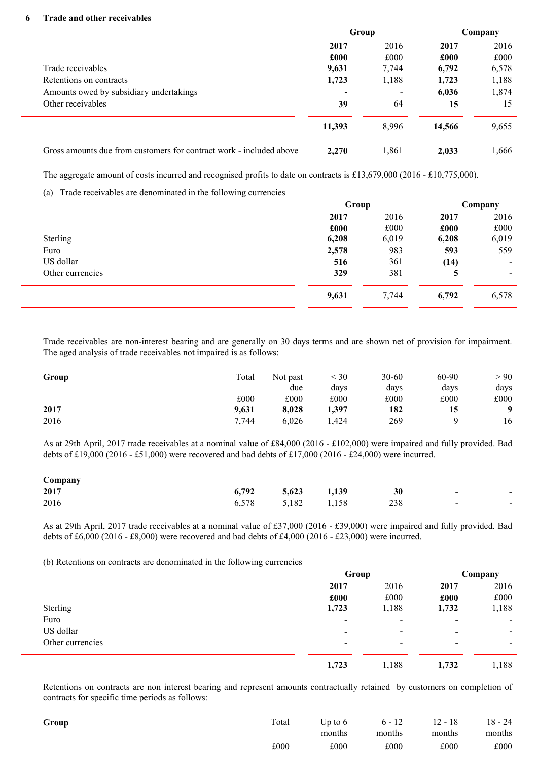## 6 Trade and other receivables

| | Group | | Company | |
|---|---|---|---|---|
| | **2017** | 2016 | **2017** | 2016 |
| | **£000** | £000 | **£000** | £000 |
| Trade receivables | **9,631** | 7,744 | **6,792** | 6,578 |
| Retentions on contracts | **1,723** | 1,188 | **1,723** | 1,188 |
| Amounts owed by subsidiary undertakings | **-** | - | **6,036** | 1,874 |
| Other receivables | **39** | 64 | **15** | 15 |
| | **11,393** | 8,996 | **14,566** | 9,655 |
| Gross amounts due from customers for contract work - included above | **2,270** | 1,861 | **2,033** | 1,666 |

The aggregate amount of costs incurred and recognised profits to date on contracts is £13,679,000 (2016 - £10,775,000).

(a) Trade receivables are denominated in the following currencies

| | Group | | Company | |
|---|---|---|---|---|
| | **2017** | 2016 | **2017** | 2016 |
| | **£000** | £000 | **£000** | £000 |
| Sterling | **6,208** | 6,019 | **6,208** | 6,019 |
| Euro | **2,578** | 983 | **593** | 559 |
| US dollar | **516** | 361 | **(14)** | - |
| Other currencies | **329** | 381 | **5** | - |
| | **9,631** | 7,744 | **6,792** | 6,578 |

Trade receivables are non-interest bearing and are generally on 30 days terms and are shown net of provision for impairment. The aged analysis of trade receivables not impaired is as follows:

| **Group** | Total | Not past due | < 30 days | 30-60 days | 60-90 days | > 90 days |
|---|---|---|---|---|---|---|
| | £000 | £000 | £000 | £000 | £000 | £000 |
| **2017** | **9,631** | **8,028** | **1,397** | **182** | **15** | **9** |
| 2016 | 7,744 | 6,026 | 1,424 | 269 | 9 | 16 |

As at 29th April, 2017 trade receivables at a nominal value of £84,000 (2016 - £102,000) were impaired and fully provided. Bad debts of £19,000 (2016 - £51,000) were recovered and bad debts of £17,000 (2016 - £24,000) were incurred.

| **Company** | | | | | | |
|---|---|---|---|---|---|---|
| **2017** | **6,792** | **5,623** | **1,139** | **30** | **-** | **-** |
| 2016 | 6,578 | 5,182 | 1,158 | 238 | - | - |

As at 29th April, 2017 trade receivables at a nominal value of £37,000 (2016 - £39,000) were impaired and fully provided. Bad debts of £6,000 (2016 - £8,000) were recovered and bad debts of £4,000 (2016 - £23,000) were incurred.

(b) Retentions on contracts are denominated in the following currencies

| | Group | | Company | |
|---|---|---|---|---|
| | **2017** | 2016 | **2017** | 2016 |
| | **£000** | £000 | **£000** | £000 |
| Sterling | **1,723** | 1,188 | **1,732** | 1,188 |
| Euro | **-** | - | **-** | - |
| US dollar | **-** | - | **-** | - |
| Other currencies | **-** | - | **-** | - |
| | **1,723** | 1,188 | **1,732** | 1,188 |

Retentions on contracts are non interest bearing and represent amounts contractually retained by customers on completion of contracts for specific time periods as follows:

| **Group** | Total | Up to 6 months | 6 - 12 months | 12 - 18 months | 18 - 24 months |
|---|---|---|---|---|---|
| | £000 | £000 | £000 | £000 | £000 |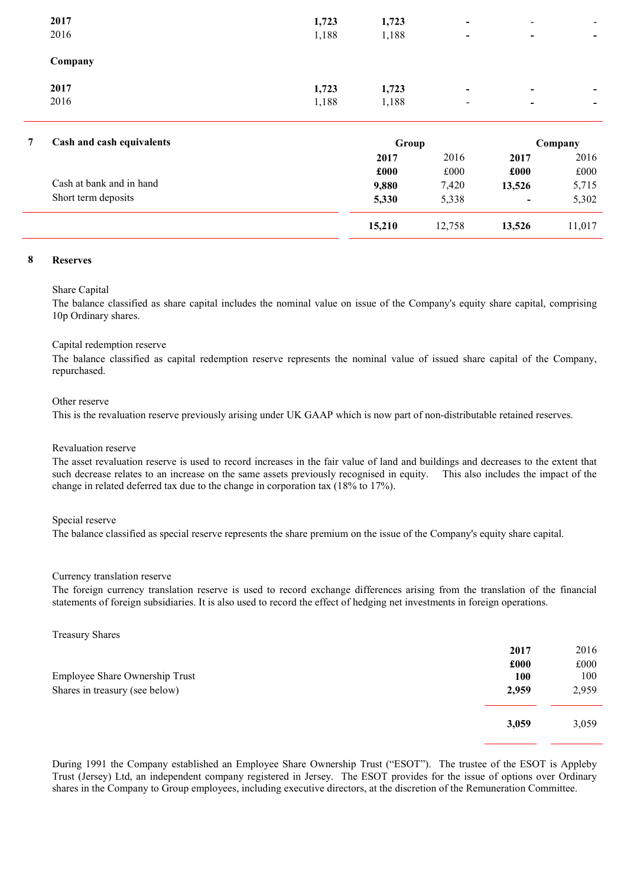| | | | | | |
|---|---|---|---|---|---|
| **2017** | **1,723** | **1,723** | **-** | - | - |
| 2016 | 1,188 | 1,188 | - | - | - |
| **Company** | | | | | |
| **2017** | **1,723** | **1,723** | **-** | **-** | **-** |
| 2016 | 1,188 | 1,188 | - | - | - |

## 7 Cash and cash equivalents

| | Group | | Company | |
|---|---|---|---|---|
| | **2017** | 2016 | **2017** | 2016 |
| | **£000** | £000 | **£000** | £000 |
| Cash at bank and in hand | **9,880** | 7,420 | **13,526** | 5,715 |
| Short term deposits | **5,330** | 5,338 | **-** | 5,302 |
| | **15,210** | 12,758 | **13,526** | 11,017 |

## 8 Reserves

Share Capital

The balance classified as share capital includes the nominal value on issue of the Company's equity share capital, comprising 10p Ordinary shares.

Capital redemption reserve

The balance classified as capital redemption reserve represents the nominal value of issued share capital of the Company, repurchased.

Other reserve

This is the revaluation reserve previously arising under UK GAAP which is now part of non-distributable retained reserves.

Revaluation reserve

The asset revaluation reserve is used to record increases in the fair value of land and buildings and decreases to the extent that such decrease relates to an increase on the same assets previously recognised in equity. This also includes the impact of the change in related deferred tax due to the change in corporation tax (18% to 17%).

Special reserve

The balance classified as special reserve represents the share premium on the issue of the Company's equity share capital.

Currency translation reserve

The foreign currency translation reserve is used to record exchange differences arising from the translation of the financial statements of foreign subsidiaries. It is also used to record the effect of hedging net investments in foreign operations.

Treasury Shares

| | **2017** | 2016 |
|---|---|---|
| | **£000** | £000 |
| Employee Share Ownership Trust | **100** | 100 |
| Shares in treasury (see below) | **2,959** | 2,959 |
| | **3,059** | 3,059 |

During 1991 the Company established an Employee Share Ownership Trust ("ESOT"). The trustee of the ESOT is Appleby Trust (Jersey) Ltd, an independent company registered in Jersey. The ESOT provides for the issue of options over Ordinary shares in the Company to Group employees, including executive directors, at the discretion of the Remuneration Committee.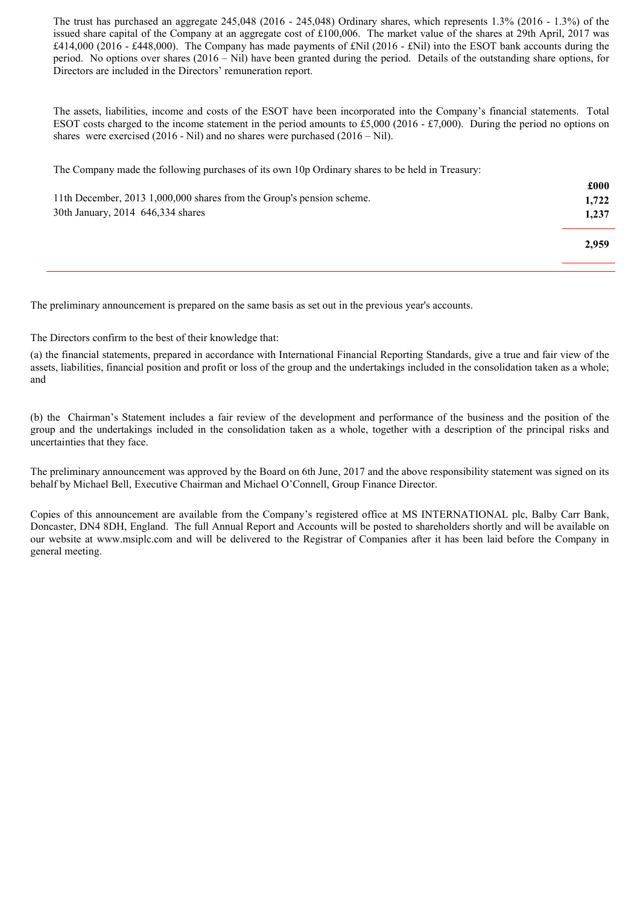The trust has purchased an aggregate 245,048 (2016 - 245,048) Ordinary shares, which represents 1.3% (2016 - 1.3%) of the issued share capital of the Company at an aggregate cost of £100,006. The market value of the shares at 29th April, 2017 was £414,000 (2016 - £448,000). The Company has made payments of £Nil (2016 - £Nil) into the ESOT bank accounts during the period. No options over shares (2016 – Nil) have been granted during the period. Details of the outstanding share options, for Directors are included in the Directors' remuneration report.

The assets, liabilities, income and costs of the ESOT have been incorporated into the Company's financial statements. Total ESOT costs charged to the income statement in the period amounts to £5,000 (2016 - £7,000). During the period no options on shares were exercised (2016 - Nil) and no shares were purchased (2016 – Nil).

The Company made the following purchases of its own 10p Ordinary shares to be held in Treasury:

| | |
|---|---|
| | **£000** |
| 11th December, 2013 1,000,000 shares from the Group's pension scheme. | **1,722** |
| 30th January, 2014 646,334 shares | **1,237** |
| | **2,959** |

The preliminary announcement is prepared on the same basis as set out in the previous year's accounts.

The Directors confirm to the best of their knowledge that:

(a) the financial statements, prepared in accordance with International Financial Reporting Standards, give a true and fair view of the assets, liabilities, financial position and profit or loss of the group and the undertakings included in the consolidation taken as a whole; and

(b) the Chairman's Statement includes a fair review of the development and performance of the business and the position of the group and the undertakings included in the consolidation taken as a whole, together with a description of the principal risks and uncertainties that they face.

The preliminary announcement was approved by the Board on 6th June, 2017 and the above responsibility statement was signed on its behalf by Michael Bell, Executive Chairman and Michael O'Connell, Group Finance Director.

Copies of this announcement are available from the Company's registered office at MS INTERNATIONAL plc, Balby Carr Bank, Doncaster, DN4 8DH, England. The full Annual Report and Accounts will be posted to shareholders shortly and will be available on our website at www.msiplc.com and will be delivered to the Registrar of Companies after it has been laid before the Company in general meeting.